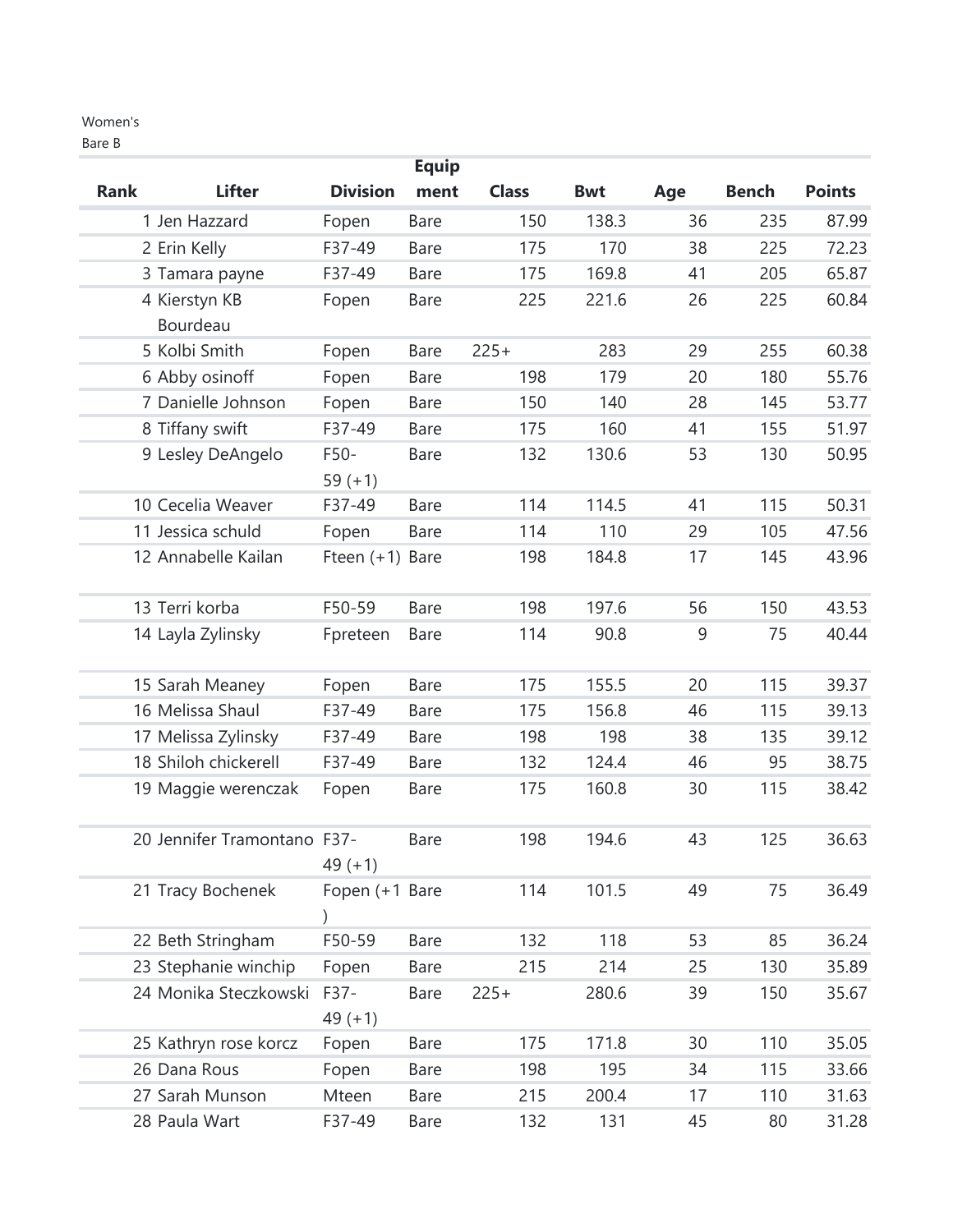Women's
Bare B

| Rank | Lifter | Division | Equipment | Class | Bwt | Age | Bench | Points |
|---|---|---|---|---|---|---|---|---|
| 1 | Jen Hazzard | Fopen | Bare | 150 | 138.3 | 36 | 235 | 87.99 |
| 2 | Erin Kelly | F37-49 | Bare | 175 | 170 | 38 | 225 | 72.23 |
| 3 | Tamara payne | F37-49 | Bare | 175 | 169.8 | 41 | 205 | 65.87 |
| 4 | Kierstyn KB Bourdeau | Fopen | Bare | 225 | 221.6 | 26 | 225 | 60.84 |
| 5 | Kolbi Smith | Fopen | Bare | 225+ | 283 | 29 | 255 | 60.38 |
| 6 | Abby osinoff | Fopen | Bare | 198 | 179 | 20 | 180 | 55.76 |
| 7 | Danielle Johnson | Fopen | Bare | 150 | 140 | 28 | 145 | 53.77 |
| 8 | Tiffany swift | F37-49 | Bare | 175 | 160 | 41 | 155 | 51.97 |
| 9 | Lesley DeAngelo | F50-59 (+1) | Bare | 132 | 130.6 | 53 | 130 | 50.95 |
| 10 | Cecelia Weaver | F37-49 | Bare | 114 | 114.5 | 41 | 115 | 50.31 |
| 11 | Jessica schuld | Fopen | Bare | 114 | 110 | 29 | 105 | 47.56 |
| 12 | Annabelle Kailan | Fteen (+1) | Bare | 198 | 184.8 | 17 | 145 | 43.96 |
| 13 | Terri korba | F50-59 | Bare | 198 | 197.6 | 56 | 150 | 43.53 |
| 14 | Layla Zylinsky | Fpreteen | Bare | 114 | 90.8 | 9 | 75 | 40.44 |
| 15 | Sarah Meaney | Fopen | Bare | 175 | 155.5 | 20 | 115 | 39.37 |
| 16 | Melissa Shaul | F37-49 | Bare | 175 | 156.8 | 46 | 115 | 39.13 |
| 17 | Melissa Zylinsky | F37-49 | Bare | 198 | 198 | 38 | 135 | 39.12 |
| 18 | Shiloh chickerell | F37-49 | Bare | 132 | 124.4 | 46 | 95 | 38.75 |
| 19 | Maggie werenczak | Fopen | Bare | 175 | 160.8 | 30 | 115 | 38.42 |
| 20 | Jennifer Tramontano | F37-49 (+1) | Bare | 198 | 194.6 | 43 | 125 | 36.63 |
| 21 | Tracy Bochenek | Fopen (+1) | Bare | 114 | 101.5 | 49 | 75 | 36.49 |
| 22 | Beth Stringham | F50-59 | Bare | 132 | 118 | 53 | 85 | 36.24 |
| 23 | Stephanie winchip | Fopen | Bare | 215 | 214 | 25 | 130 | 35.89 |
| 24 | Monika Steczkowski | F37-49 (+1) | Bare | 225+ | 280.6 | 39 | 150 | 35.67 |
| 25 | Kathryn rose korcz | Fopen | Bare | 175 | 171.8 | 30 | 110 | 35.05 |
| 26 | Dana Rous | Fopen | Bare | 198 | 195 | 34 | 115 | 33.66 |
| 27 | Sarah Munson | Mteen | Bare | 215 | 200.4 | 17 | 110 | 31.63 |
| 28 | Paula Wart | F37-49 | Bare | 132 | 131 | 45 | 80 | 31.28 |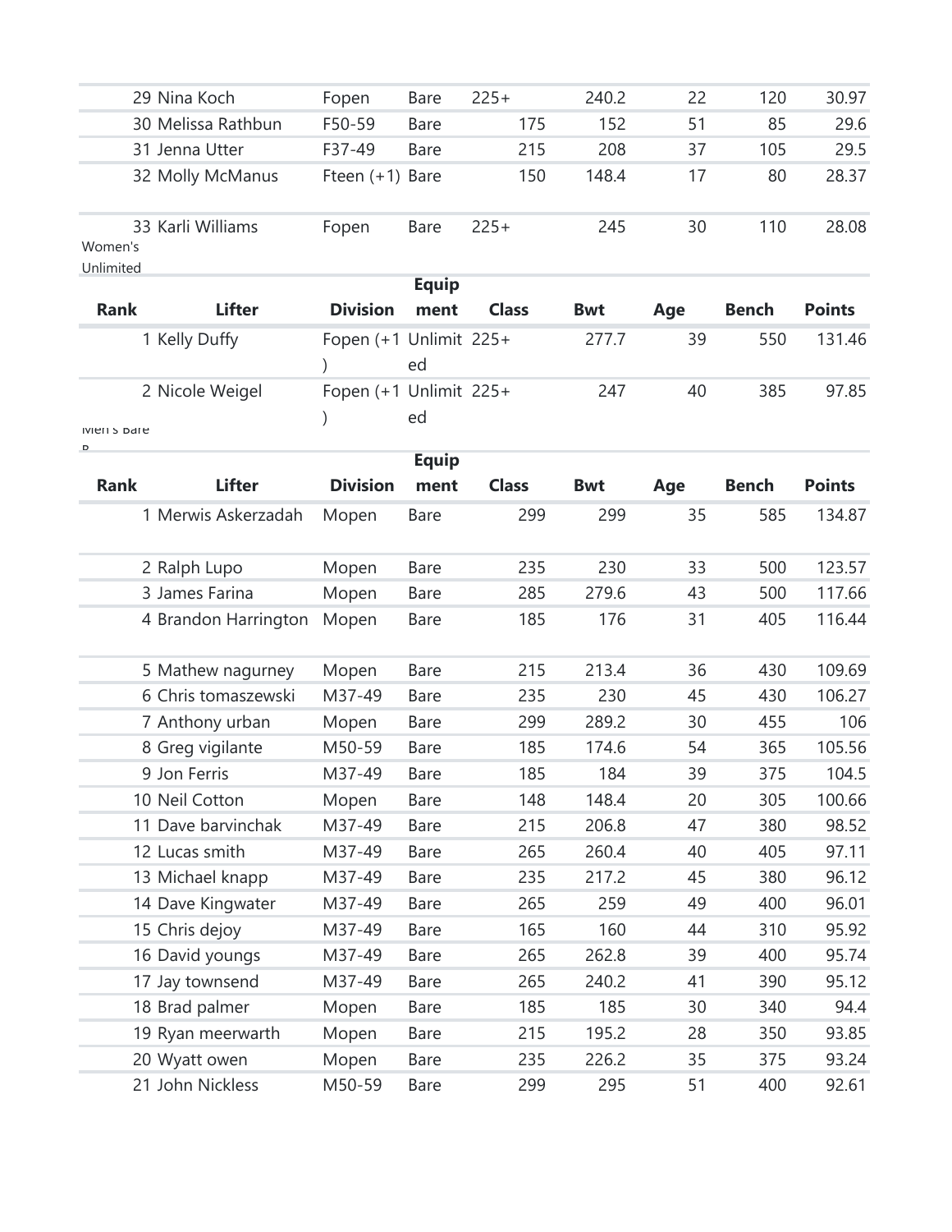| Rank | Lifter | Division | Equipment | Class | Bwt | Age | Bench | Points |
|---|---|---|---|---|---|---|---|---|
| 29 | Nina Koch | Fopen | Bare | 225+ | 240.2 | 22 | 120 | 30.97 |
| 30 | Melissa Rathbun | F50-59 | Bare | 175 | 152 | 51 | 85 | 29.6 |
| 31 | Jenna Utter | F37-49 | Bare | 215 | 208 | 37 | 105 | 29.5 |
| 32 | Molly McManus | Fteen (+1) | Bare | 150 | 148.4 | 17 | 80 | 28.37 |
| 33 | Karli Williams | Fopen | Bare | 225+ | 245 | 30 | 110 | 28.08 |

Women's Unlimited

| Rank | Lifter | Division | Equipment | Class | Bwt | Age | Bench | Points |
|---|---|---|---|---|---|---|---|---|
| 1 | Kelly Duffy | Fopen (+1) | Unlimited | 225+ | 277.7 | 39 | 550 | 131.46 |
| 2 | Nicole Weigel | Fopen (+1) | Unlimited | 225+ | 247 | 40 | 385 | 97.85 |

Men's Bare P

| Rank | Lifter | Division | Equipment | Class | Bwt | Age | Bench | Points |
|---|---|---|---|---|---|---|---|---|
| 1 | Merwis Askerzadah | Mopen | Bare | 299 | 299 | 35 | 585 | 134.87 |
| 2 | Ralph Lupo | Mopen | Bare | 235 | 230 | 33 | 500 | 123.57 |
| 3 | James Farina | Mopen | Bare | 285 | 279.6 | 43 | 500 | 117.66 |
| 4 | Brandon Harrington | Mopen | Bare | 185 | 176 | 31 | 405 | 116.44 |
| 5 | Mathew nagurney | Mopen | Bare | 215 | 213.4 | 36 | 430 | 109.69 |
| 6 | Chris tomaszewski | M37-49 | Bare | 235 | 230 | 45 | 430 | 106.27 |
| 7 | Anthony urban | Mopen | Bare | 299 | 289.2 | 30 | 455 | 106 |
| 8 | Greg vigilante | M50-59 | Bare | 185 | 174.6 | 54 | 365 | 105.56 |
| 9 | Jon Ferris | M37-49 | Bare | 185 | 184 | 39 | 375 | 104.5 |
| 10 | Neil Cotton | Mopen | Bare | 148 | 148.4 | 20 | 305 | 100.66 |
| 11 | Dave barvinchak | M37-49 | Bare | 215 | 206.8 | 47 | 380 | 98.52 |
| 12 | Lucas smith | M37-49 | Bare | 265 | 260.4 | 40 | 405 | 97.11 |
| 13 | Michael knapp | M37-49 | Bare | 235 | 217.2 | 45 | 380 | 96.12 |
| 14 | Dave Kingwater | M37-49 | Bare | 265 | 259 | 49 | 400 | 96.01 |
| 15 | Chris dejoy | M37-49 | Bare | 165 | 160 | 44 | 310 | 95.92 |
| 16 | David youngs | M37-49 | Bare | 265 | 262.8 | 39 | 400 | 95.74 |
| 17 | Jay townsend | M37-49 | Bare | 265 | 240.2 | 41 | 390 | 95.12 |
| 18 | Brad palmer | Mopen | Bare | 185 | 185 | 30 | 340 | 94.4 |
| 19 | Ryan meerwarth | Mopen | Bare | 215 | 195.2 | 28 | 350 | 93.85 |
| 20 | Wyatt owen | Mopen | Bare | 235 | 226.2 | 35 | 375 | 93.24 |
| 21 | John Nickless | M50-59 | Bare | 299 | 295 | 51 | 400 | 92.61 |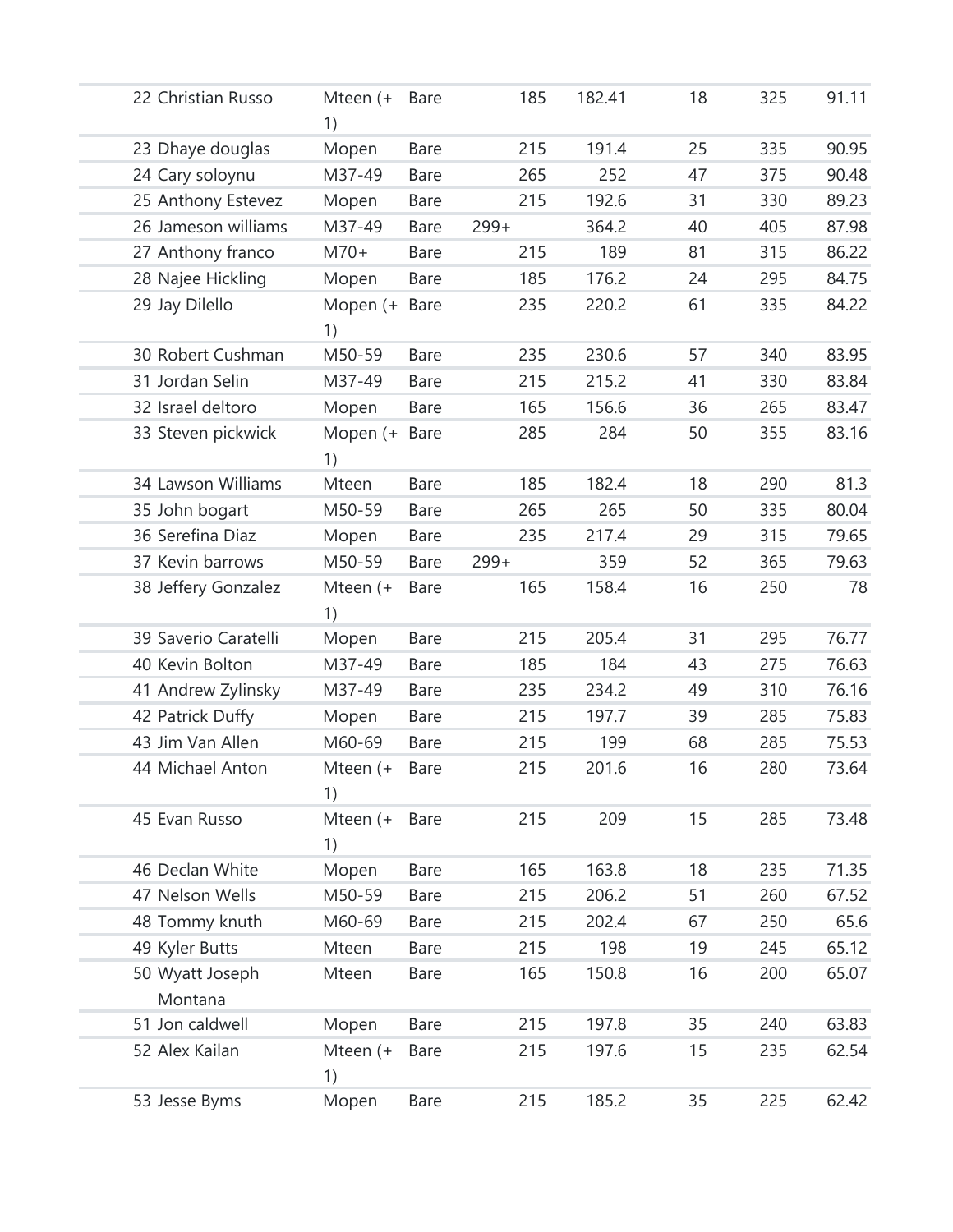| | | | | | | | | |
|---|---|---|---|---|---|---|---|---|
| 22 | Christian Russo | Mteen (+ 1) | Bare | 185 | 182.41 | 18 | 325 | 91.11 |
| 23 | Dhaye douglas | Mopen | Bare | 215 | 191.4 | 25 | 335 | 90.95 |
| 24 | Cary soloynu | M37-49 | Bare | 265 | 252 | 47 | 375 | 90.48 |
| 25 | Anthony Estevez | Mopen | Bare | 215 | 192.6 | 31 | 330 | 89.23 |
| 26 | Jameson williams | M37-49 | Bare | 299+ | 364.2 | 40 | 405 | 87.98 |
| 27 | Anthony franco | M70+ | Bare | 215 | 189 | 81 | 315 | 86.22 |
| 28 | Najee Hickling | Mopen | Bare | 185 | 176.2 | 24 | 295 | 84.75 |
| 29 | Jay Dilello | Mopen (+ 1) | Bare | 235 | 220.2 | 61 | 335 | 84.22 |
| 30 | Robert Cushman | M50-59 | Bare | 235 | 230.6 | 57 | 340 | 83.95 |
| 31 | Jordan Selin | M37-49 | Bare | 215 | 215.2 | 41 | 330 | 83.84 |
| 32 | Israel deltoro | Mopen | Bare | 165 | 156.6 | 36 | 265 | 83.47 |
| 33 | Steven pickwick | Mopen (+ 1) | Bare | 285 | 284 | 50 | 355 | 83.16 |
| 34 | Lawson Williams | Mteen | Bare | 185 | 182.4 | 18 | 290 | 81.3 |
| 35 | John bogart | M50-59 | Bare | 265 | 265 | 50 | 335 | 80.04 |
| 36 | Serefina Diaz | Mopen | Bare | 235 | 217.4 | 29 | 315 | 79.65 |
| 37 | Kevin barrows | M50-59 | Bare | 299+ | 359 | 52 | 365 | 79.63 |
| 38 | Jeffery Gonzalez | Mteen (+ 1) | Bare | 165 | 158.4 | 16 | 250 | 78 |
| 39 | Saverio Caratelli | Mopen | Bare | 215 | 205.4 | 31 | 295 | 76.77 |
| 40 | Kevin Bolton | M37-49 | Bare | 185 | 184 | 43 | 275 | 76.63 |
| 41 | Andrew Zylinsky | M37-49 | Bare | 235 | 234.2 | 49 | 310 | 76.16 |
| 42 | Patrick Duffy | Mopen | Bare | 215 | 197.7 | 39 | 285 | 75.83 |
| 43 | Jim Van Allen | M60-69 | Bare | 215 | 199 | 68 | 285 | 75.53 |
| 44 | Michael Anton | Mteen (+ 1) | Bare | 215 | 201.6 | 16 | 280 | 73.64 |
| 45 | Evan Russo | Mteen (+ 1) | Bare | 215 | 209 | 15 | 285 | 73.48 |
| 46 | Declan White | Mopen | Bare | 165 | 163.8 | 18 | 235 | 71.35 |
| 47 | Nelson Wells | M50-59 | Bare | 215 | 206.2 | 51 | 260 | 67.52 |
| 48 | Tommy knuth | M60-69 | Bare | 215 | 202.4 | 67 | 250 | 65.6 |
| 49 | Kyler Butts | Mteen | Bare | 215 | 198 | 19 | 245 | 65.12 |
| 50 | Wyatt Joseph Montana | Mteen | Bare | 165 | 150.8 | 16 | 200 | 65.07 |
| 51 | Jon caldwell | Mopen | Bare | 215 | 197.8 | 35 | 240 | 63.83 |
| 52 | Alex Kailan | Mteen (+ 1) | Bare | 215 | 197.6 | 15 | 235 | 62.54 |
| 53 | Jesse Byms | Mopen | Bare | 215 | 185.2 | 35 | 225 | 62.42 |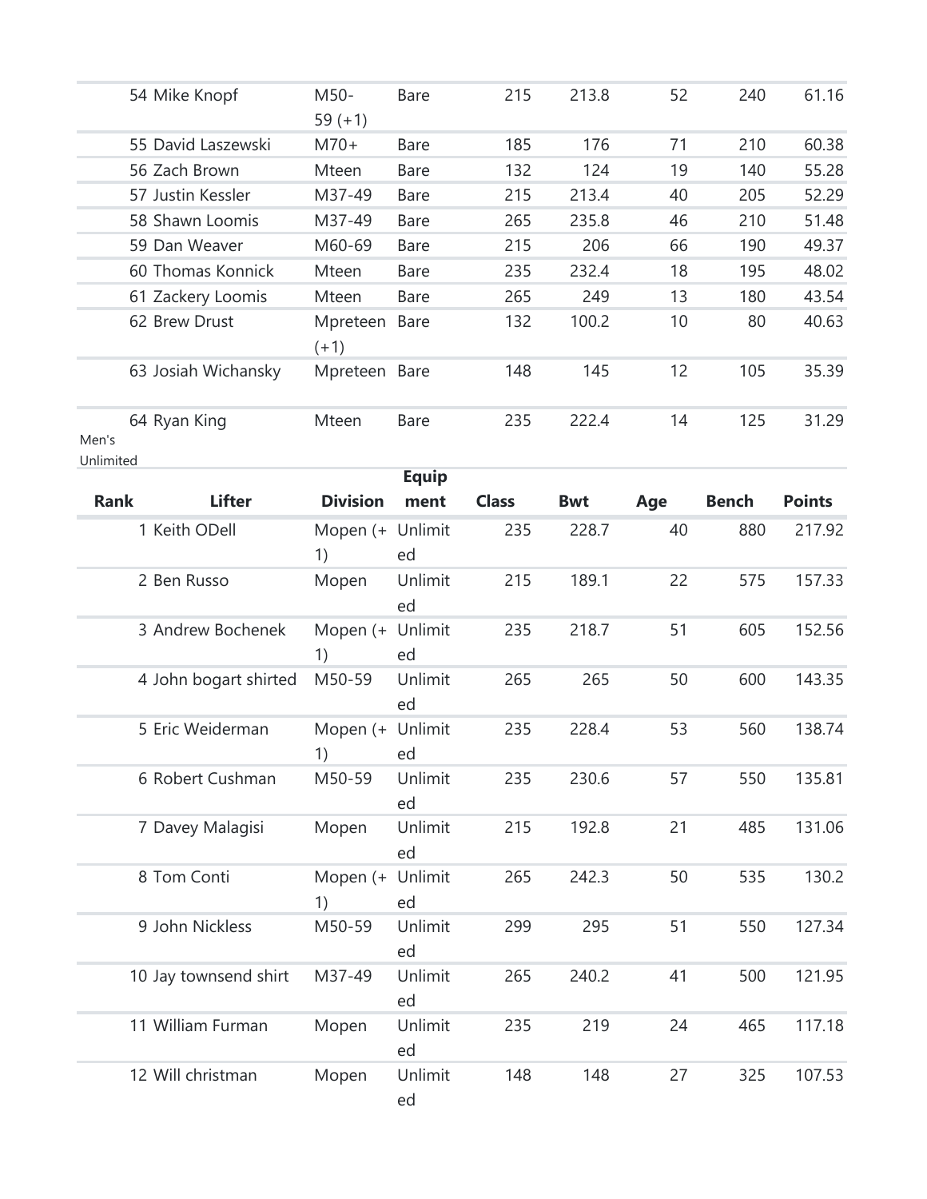| | | | | | | | | |
|---|---|---|---|---|---|---|---|---|
| 54 | Mike Knopf | M50-59 (+1) | Bare | 215 | 213.8 | 52 | 240 | 61.16 |
| 55 | David Laszewski | M70+ | Bare | 185 | 176 | 71 | 210 | 60.38 |
| 56 | Zach Brown | Mteen | Bare | 132 | 124 | 19 | 140 | 55.28 |
| 57 | Justin Kessler | M37-49 | Bare | 215 | 213.4 | 40 | 205 | 52.29 |
| 58 | Shawn Loomis | M37-49 | Bare | 265 | 235.8 | 46 | 210 | 51.48 |
| 59 | Dan Weaver | M60-69 | Bare | 215 | 206 | 66 | 190 | 49.37 |
| 60 | Thomas Konnick | Mteen | Bare | 235 | 232.4 | 18 | 195 | 48.02 |
| 61 | Zackery Loomis | Mteen | Bare | 265 | 249 | 13 | 180 | 43.54 |
| 62 | Brew Drust | Mpreteen (+1) | Bare | 132 | 100.2 | 10 | 80 | 40.63 |
| 63 | Josiah Wichansky | Mpreteen | Bare | 148 | 145 | 12 | 105 | 35.39 |
| 64 | Ryan King | Mteen | Bare | 235 | 222.4 | 14 | 125 | 31.29 |

Men's Unlimited

| Rank | Lifter | Division | Equipment | Class | Bwt | Age | Bench | Points |
|---|---|---|---|---|---|---|---|---|
| 1 | Keith ODell | Mopen (+1) | Unlimited | 235 | 228.7 | 40 | 880 | 217.92 |
| 2 | Ben Russo | Mopen | Unlimited | 215 | 189.1 | 22 | 575 | 157.33 |
| 3 | Andrew Bochenek | Mopen (+1) | Unlimited | 235 | 218.7 | 51 | 605 | 152.56 |
| 4 | John bogart shirted | M50-59 | Unlimited | 265 | 265 | 50 | 600 | 143.35 |
| 5 | Eric Weiderman | Mopen (+1) | Unlimited | 235 | 228.4 | 53 | 560 | 138.74 |
| 6 | Robert Cushman | M50-59 | Unlimited | 235 | 230.6 | 57 | 550 | 135.81 |
| 7 | Davey Malagisi | Mopen | Unlimited | 215 | 192.8 | 21 | 485 | 131.06 |
| 8 | Tom Conti | Mopen (+1) | Unlimited | 265 | 242.3 | 50 | 535 | 130.2 |
| 9 | John Nickless | M50-59 | Unlimited | 299 | 295 | 51 | 550 | 127.34 |
| 10 | Jay townsend shirt | M37-49 | Unlimited | 265 | 240.2 | 41 | 500 | 121.95 |
| 11 | William Furman | Mopen | Unlimited | 235 | 219 | 24 | 465 | 117.18 |
| 12 | Will christman | Mopen | Unlimited | 148 | 148 | 27 | 325 | 107.53 |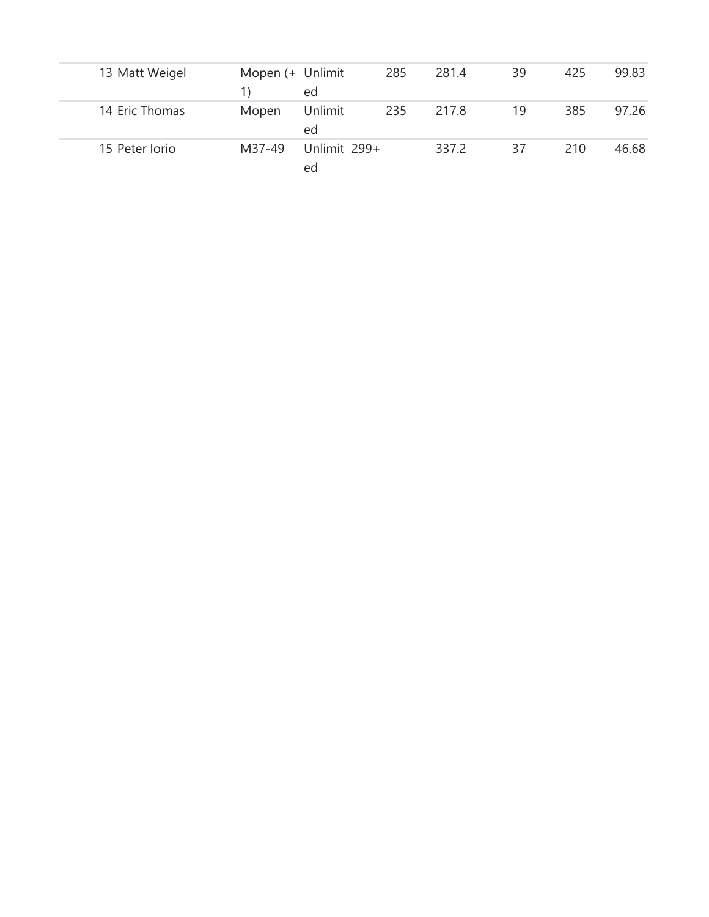| | | | | | | | | |
|---|---|---|---|---|---|---|---|---|
| 13 | Matt Weigel | Mopen (+1) | Unlimited | 285 | 281.4 | 39 | 425 | 99.83 |
| 14 | Eric Thomas | Mopen | Unlimited | 235 | 217.8 | 19 | 385 | 97.26 |
| 15 | Peter Iorio | M37-49 | Unlimited | 299+ | 337.2 | 37 | 210 | 46.68 |